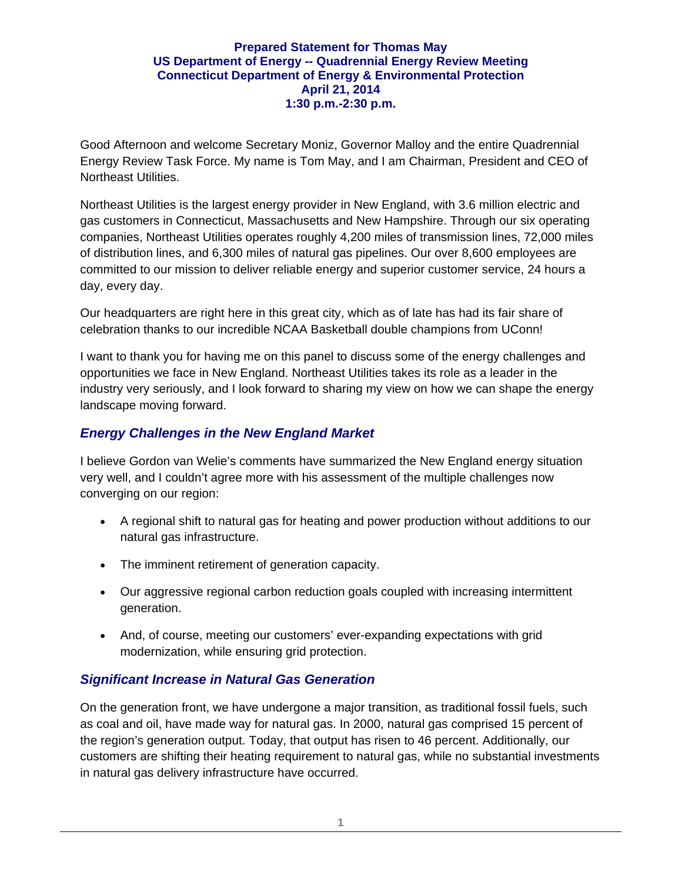**Prepared Statement for Thomas May**
**US Department of Energy -- Quadrennial Energy Review Meeting**
**Connecticut Department of Energy & Environmental Protection**
**April 21, 2014**
**1:30 p.m.-2:30 p.m.**

Good Afternoon and welcome Secretary Moniz, Governor Malloy and the entire Quadrennial Energy Review Task Force. My name is Tom May, and I am Chairman, President and CEO of Northeast Utilities.

Northeast Utilities is the largest energy provider in New England, with 3.6 million electric and gas customers in Connecticut, Massachusetts and New Hampshire. Through our six operating companies, Northeast Utilities operates roughly 4,200 miles of transmission lines, 72,000 miles of distribution lines, and 6,300 miles of natural gas pipelines. Our over 8,600 employees are committed to our mission to deliver reliable energy and superior customer service, 24 hours a day, every day.

Our headquarters are right here in this great city, which as of late has had its fair share of celebration thanks to our incredible NCAA Basketball double champions from UConn!

I want to thank you for having me on this panel to discuss some of the energy challenges and opportunities we face in New England. Northeast Utilities takes its role as a leader in the industry very seriously, and I look forward to sharing my view on how we can shape the energy landscape moving forward.

## *Energy Challenges in the New England Market*

I believe Gordon van Welie's comments have summarized the New England energy situation very well, and I couldn't agree more with his assessment of the multiple challenges now converging on our region:

- A regional shift to natural gas for heating and power production without additions to our natural gas infrastructure.
- The imminent retirement of generation capacity.
- Our aggressive regional carbon reduction goals coupled with increasing intermittent generation.
- And, of course, meeting our customers' ever-expanding expectations with grid modernization, while ensuring grid protection.

## *Significant Increase in Natural Gas Generation*

On the generation front, we have undergone a major transition, as traditional fossil fuels, such as coal and oil, have made way for natural gas. In 2000, natural gas comprised 15 percent of the region's generation output. Today, that output has risen to 46 percent. Additionally, our customers are shifting their heating requirement to natural gas, while no substantial investments in natural gas delivery infrastructure have occurred.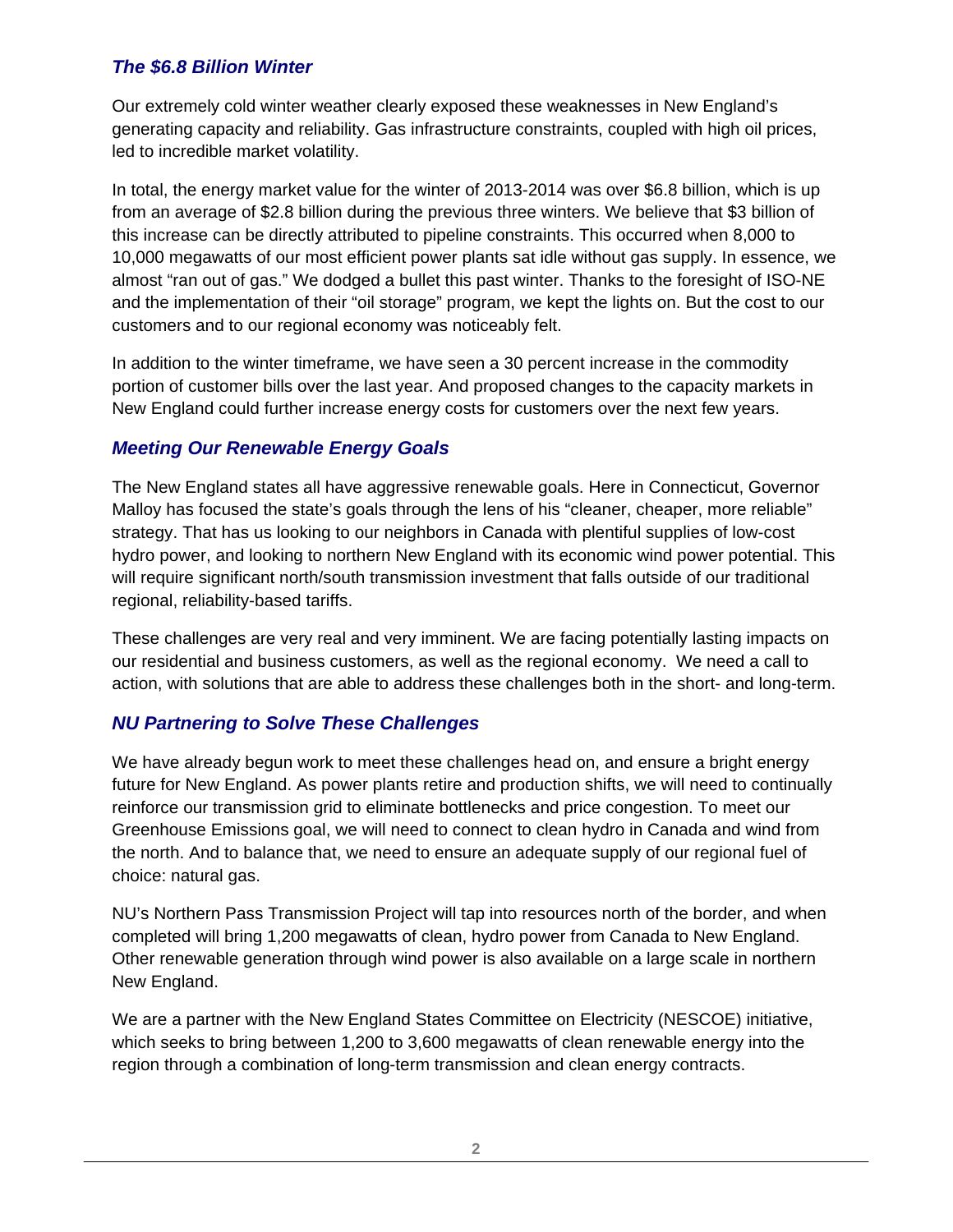### *The $6.8 Billion Winter*

Our extremely cold winter weather clearly exposed these weaknesses in New England's generating capacity and reliability. Gas infrastructure constraints, coupled with high oil prices, led to incredible market volatility.

In total, the energy market value for the winter of 2013-2014 was over $6.8 billion, which is up from an average of $2.8 billion during the previous three winters. We believe that $3 billion of this increase can be directly attributed to pipeline constraints. This occurred when 8,000 to 10,000 megawatts of our most efficient power plants sat idle without gas supply. In essence, we almost "ran out of gas." We dodged a bullet this past winter. Thanks to the foresight of ISO-NE and the implementation of their "oil storage" program, we kept the lights on. But the cost to our customers and to our regional economy was noticeably felt.

In addition to the winter timeframe, we have seen a 30 percent increase in the commodity portion of customer bills over the last year. And proposed changes to the capacity markets in New England could further increase energy costs for customers over the next few years.

### *Meeting Our Renewable Energy Goals*

The New England states all have aggressive renewable goals. Here in Connecticut, Governor Malloy has focused the state's goals through the lens of his "cleaner, cheaper, more reliable" strategy. That has us looking to our neighbors in Canada with plentiful supplies of low-cost hydro power, and looking to northern New England with its economic wind power potential. This will require significant north/south transmission investment that falls outside of our traditional regional, reliability-based tariffs.

These challenges are very real and very imminent. We are facing potentially lasting impacts on our residential and business customers, as well as the regional economy. We need a call to action, with solutions that are able to address these challenges both in the short- and long-term.

### *NU Partnering to Solve These Challenges*

We have already begun work to meet these challenges head on, and ensure a bright energy future for New England. As power plants retire and production shifts, we will need to continually reinforce our transmission grid to eliminate bottlenecks and price congestion. To meet our Greenhouse Emissions goal, we will need to connect to clean hydro in Canada and wind from the north. And to balance that, we need to ensure an adequate supply of our regional fuel of choice: natural gas.

NU's Northern Pass Transmission Project will tap into resources north of the border, and when completed will bring 1,200 megawatts of clean, hydro power from Canada to New England. Other renewable generation through wind power is also available on a large scale in northern New England.

We are a partner with the New England States Committee on Electricity (NESCOE) initiative, which seeks to bring between 1,200 to 3,600 megawatts of clean renewable energy into the region through a combination of long-term transmission and clean energy contracts.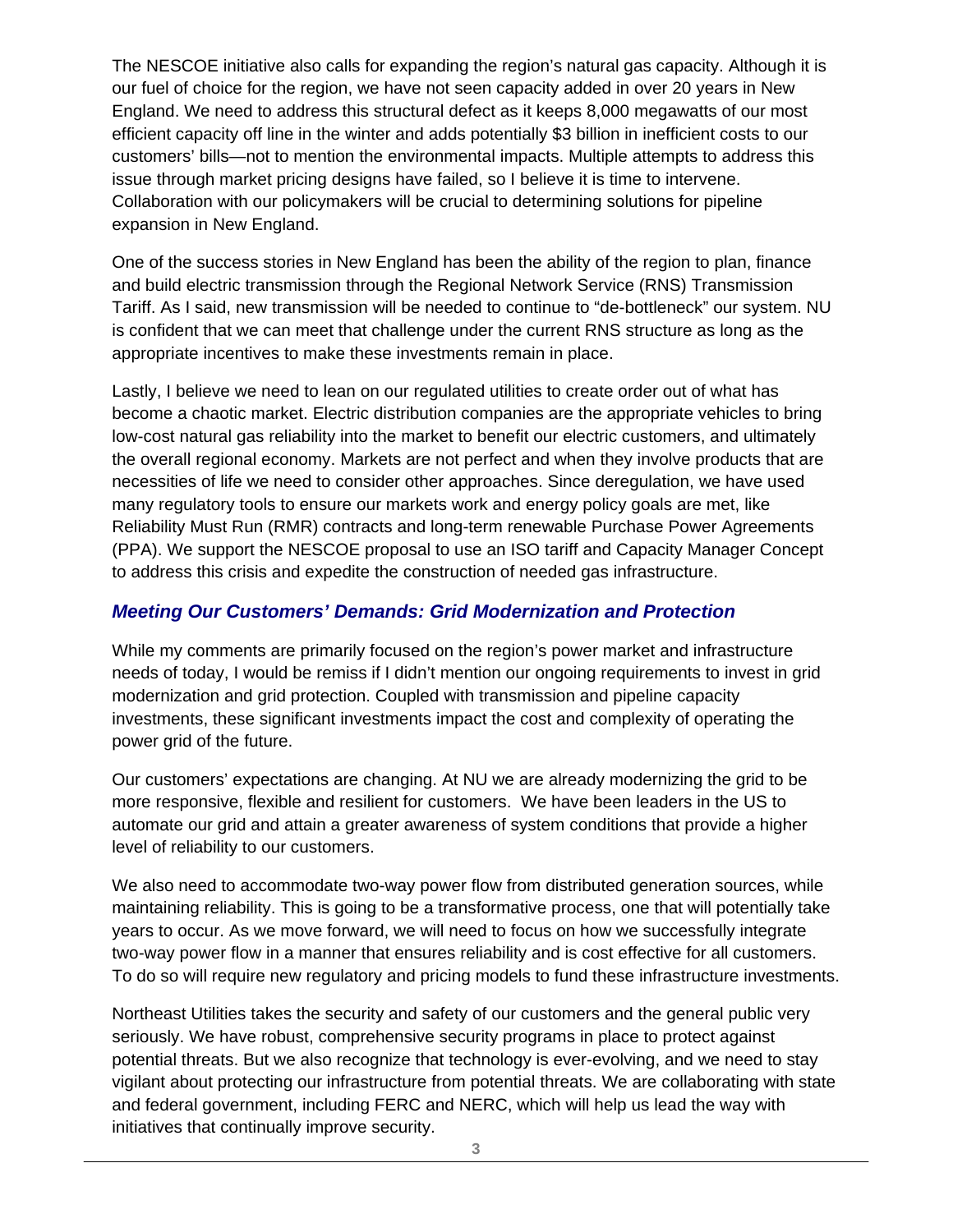The NESCOE initiative also calls for expanding the region's natural gas capacity. Although it is our fuel of choice for the region, we have not seen capacity added in over 20 years in New England. We need to address this structural defect as it keeps 8,000 megawatts of our most efficient capacity off line in the winter and adds potentially $3 billion in inefficient costs to our customers' bills—not to mention the environmental impacts. Multiple attempts to address this issue through market pricing designs have failed, so I believe it is time to intervene. Collaboration with our policymakers will be crucial to determining solutions for pipeline expansion in New England.

One of the success stories in New England has been the ability of the region to plan, finance and build electric transmission through the Regional Network Service (RNS) Transmission Tariff. As I said, new transmission will be needed to continue to "de-bottleneck" our system. NU is confident that we can meet that challenge under the current RNS structure as long as the appropriate incentives to make these investments remain in place.

Lastly, I believe we need to lean on our regulated utilities to create order out of what has become a chaotic market. Electric distribution companies are the appropriate vehicles to bring low-cost natural gas reliability into the market to benefit our electric customers, and ultimately the overall regional economy. Markets are not perfect and when they involve products that are necessities of life we need to consider other approaches. Since deregulation, we have used many regulatory tools to ensure our markets work and energy policy goals are met, like Reliability Must Run (RMR) contracts and long-term renewable Purchase Power Agreements (PPA). We support the NESCOE proposal to use an ISO tariff and Capacity Manager Concept to address this crisis and expedite the construction of needed gas infrastructure.

### *Meeting Our Customers' Demands: Grid Modernization and Protection*

While my comments are primarily focused on the region's power market and infrastructure needs of today, I would be remiss if I didn't mention our ongoing requirements to invest in grid modernization and grid protection. Coupled with transmission and pipeline capacity investments, these significant investments impact the cost and complexity of operating the power grid of the future.

Our customers' expectations are changing. At NU we are already modernizing the grid to be more responsive, flexible and resilient for customers. We have been leaders in the US to automate our grid and attain a greater awareness of system conditions that provide a higher level of reliability to our customers.

We also need to accommodate two-way power flow from distributed generation sources, while maintaining reliability. This is going to be a transformative process, one that will potentially take years to occur. As we move forward, we will need to focus on how we successfully integrate two-way power flow in a manner that ensures reliability and is cost effective for all customers. To do so will require new regulatory and pricing models to fund these infrastructure investments.

Northeast Utilities takes the security and safety of our customers and the general public very seriously. We have robust, comprehensive security programs in place to protect against potential threats. But we also recognize that technology is ever-evolving, and we need to stay vigilant about protecting our infrastructure from potential threats. We are collaborating with state and federal government, including FERC and NERC, which will help us lead the way with initiatives that continually improve security.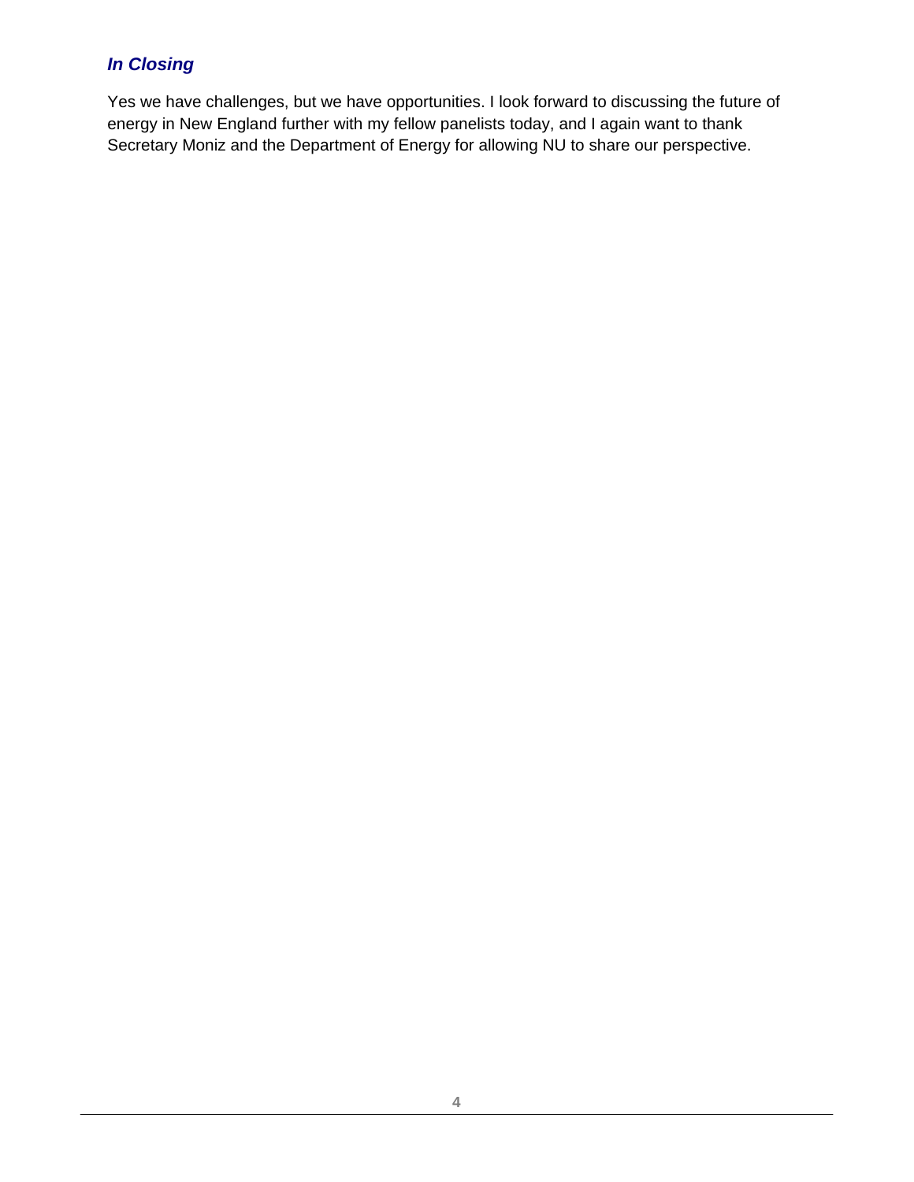### *In Closing*

Yes we have challenges, but we have opportunities. I look forward to discussing the future of energy in New England further with my fellow panelists today, and I again want to thank Secretary Moniz and the Department of Energy for allowing NU to share our perspective.